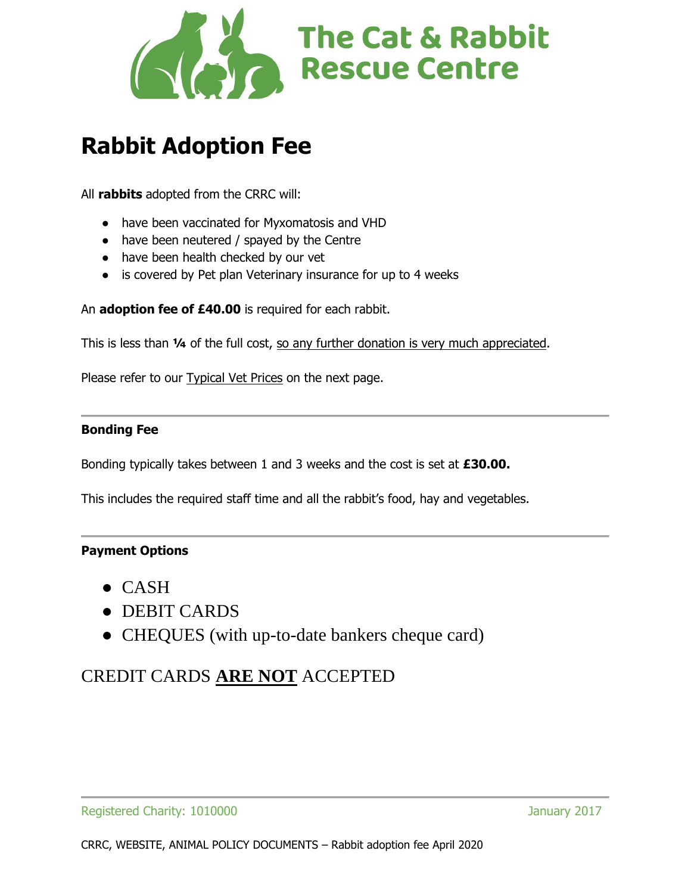# The Cat & Rabbit Rescue Centre

## Rabbit Adoption Fee

All **rabbits** adopted from the CRRC will:

- have been vaccinated for Myxomatosis and VHD
- have been neutered / spayed by the Centre
- have been health checked by our vet
- is covered by Pet plan Veterinary insurance for up to 4 weeks

An **adoption fee of £40.00** is required for each rabbit.

This is less than **¼** of the full cost, so any further donation is very much appreciated.

Please refer to our Typical Vet Prices on the next page.

---

**Bonding Fee**

Bonding typically takes between 1 and 3 weeks and the cost is set at **£30.00.**

This includes the required staff time and all the rabbit's food, hay and vegetables.

---

**Payment Options**

- CASH
- DEBIT CARDS
- CHEQUES (with up-to-date bankers cheque card)

CREDIT CARDS **ARE NOT** ACCEPTED

---

Registered Charity: 1010000 January 2017

CRRC, WEBSITE, ANIMAL POLICY DOCUMENTS – Rabbit adoption fee April 2020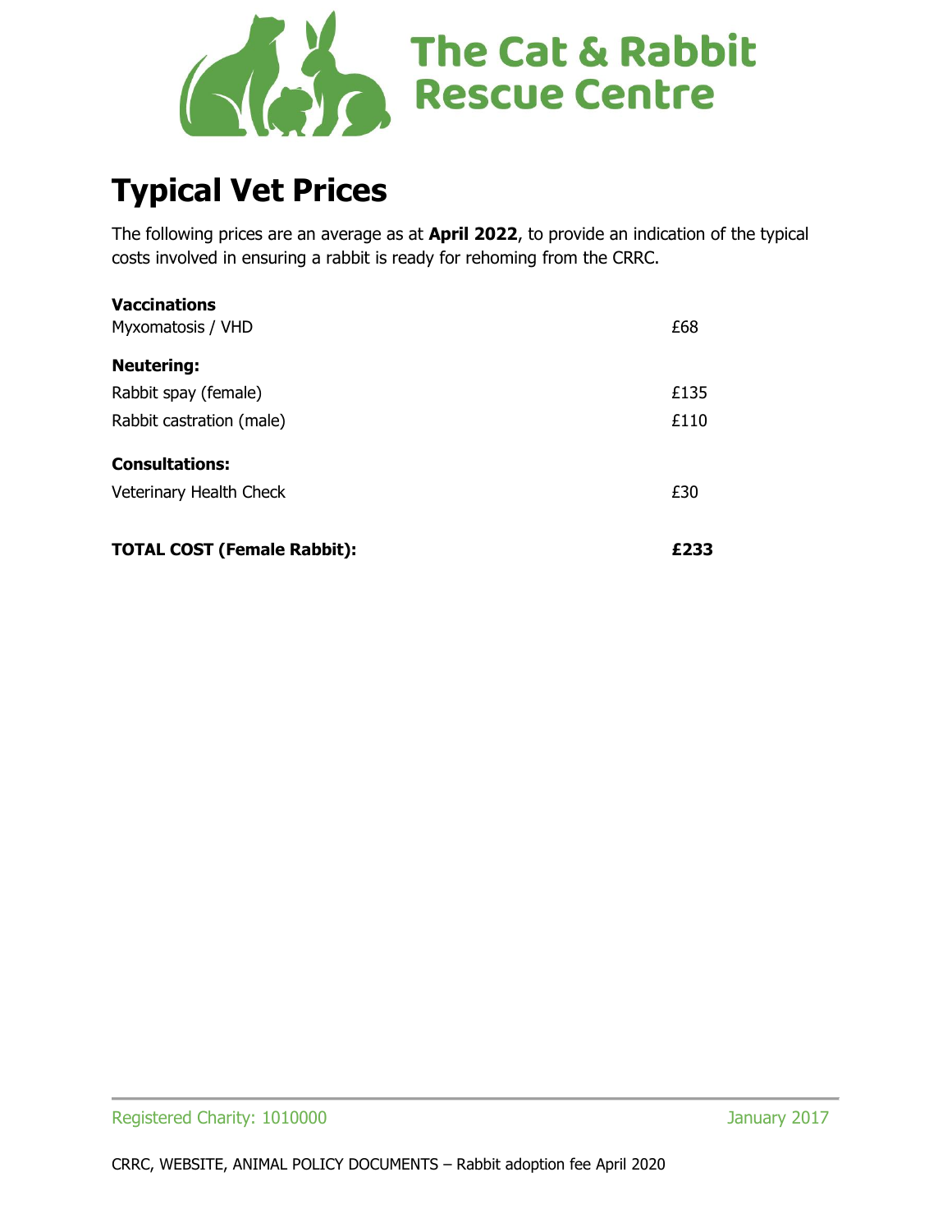The Cat & Rabbit Rescue Centre

# Typical Vet Prices

The following prices are an average as at **April 2022**, to provide an indication of the typical costs involved in ensuring a rabbit is ready for rehoming from the CRRC.

| | |
|---|---|
| **Vaccinations** | |
| Myxomatosis / VHD | £68 |
| **Neutering:** | |
| Rabbit spay (female) | £135 |
| Rabbit castration (male) | £110 |
| **Consultations:** | |
| Veterinary Health Check | £30 |
| **TOTAL COST (Female Rabbit):** | **£233** |

Registered Charity: 1010000

January 2017

CRRC, WEBSITE, ANIMAL POLICY DOCUMENTS – Rabbit adoption fee April 2020